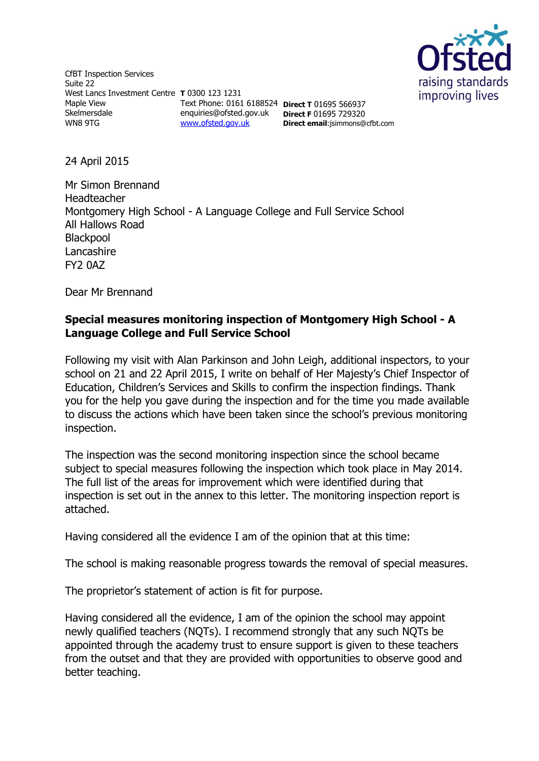CfBT Inspection Services
Suite 22
West Lancs Investment Centre
Maple View
Skelmersdale
WN8 9TG

**T** 0300 123 1231
Text Phone: 0161 6188524
enquiries@ofsted.gov.uk
[www.ofsted.gov.uk](http://www.ofsted.gov.uk)

**Direct T** 01695 566937
**Direct F** 01695 729320
**Direct email**:jsimmons@cfbt.com

24 April 2015

Mr Simon Brennand
Headteacher
Montgomery High School - A Language College and Full Service School
All Hallows Road
Blackpool
Lancashire
FY2 0AZ

Dear Mr Brennand

**Special measures monitoring inspection of Montgomery High School - A Language College and Full Service School**

Following my visit with Alan Parkinson and John Leigh, additional inspectors, to your school on 21 and 22 April 2015, I write on behalf of Her Majesty's Chief Inspector of Education, Children's Services and Skills to confirm the inspection findings. Thank you for the help you gave during the inspection and for the time you made available to discuss the actions which have been taken since the school's previous monitoring inspection.

The inspection was the second monitoring inspection since the school became subject to special measures following the inspection which took place in May 2014. The full list of the areas for improvement which were identified during that inspection is set out in the annex to this letter. The monitoring inspection report is attached.

Having considered all the evidence I am of the opinion that at this time:

The school is making reasonable progress towards the removal of special measures.

The proprietor's statement of action is fit for purpose.

Having considered all the evidence, I am of the opinion the school may appoint newly qualified teachers (NQTs). I recommend strongly that any such NQTs be appointed through the academy trust to ensure support is given to these teachers from the outset and that they are provided with opportunities to observe good and better teaching.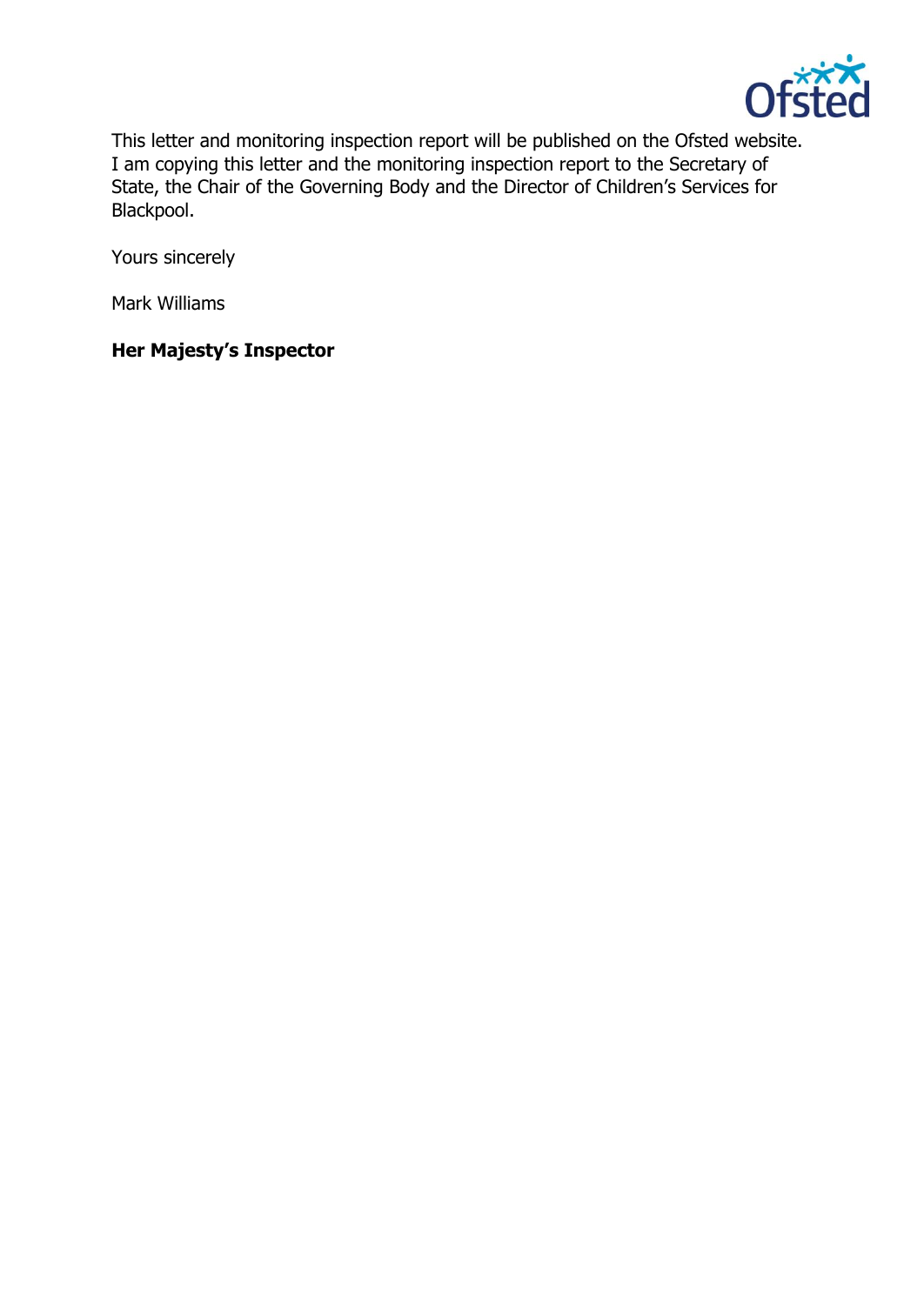This letter and monitoring inspection report will be published on the Ofsted website. I am copying this letter and the monitoring inspection report to the Secretary of State, the Chair of the Governing Body and the Director of Children's Services for Blackpool.

Yours sincerely

Mark Williams

**Her Majesty's Inspector**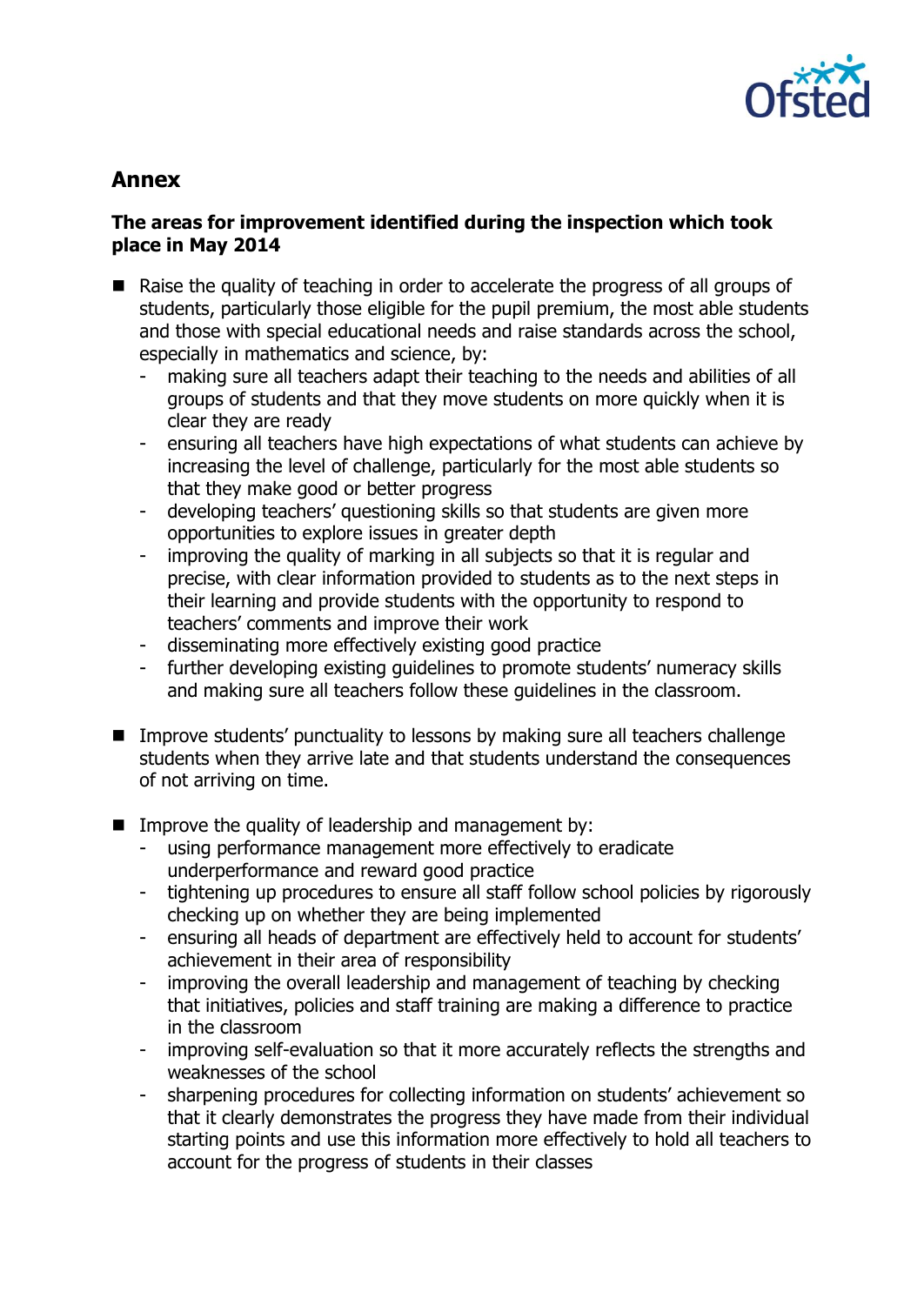## Annex

**The areas for improvement identified during the inspection which took place in May 2014**

- Raise the quality of teaching in order to accelerate the progress of all groups of students, particularly those eligible for the pupil premium, the most able students and those with special educational needs and raise standards across the school, especially in mathematics and science, by:
  - making sure all teachers adapt their teaching to the needs and abilities of all groups of students and that they move students on more quickly when it is clear they are ready
  - ensuring all teachers have high expectations of what students can achieve by increasing the level of challenge, particularly for the most able students so that they make good or better progress
  - developing teachers' questioning skills so that students are given more opportunities to explore issues in greater depth
  - improving the quality of marking in all subjects so that it is regular and precise, with clear information provided to students as to the next steps in their learning and provide students with the opportunity to respond to teachers' comments and improve their work
  - disseminating more effectively existing good practice
  - further developing existing guidelines to promote students' numeracy skills and making sure all teachers follow these guidelines in the classroom.

- Improve students' punctuality to lessons by making sure all teachers challenge students when they arrive late and that students understand the consequences of not arriving on time.

- Improve the quality of leadership and management by:
  - using performance management more effectively to eradicate underperformance and reward good practice
  - tightening up procedures to ensure all staff follow school policies by rigorously checking up on whether they are being implemented
  - ensuring all heads of department are effectively held to account for students' achievement in their area of responsibility
  - improving the overall leadership and management of teaching by checking that initiatives, policies and staff training are making a difference to practice in the classroom
  - improving self-evaluation so that it more accurately reflects the strengths and weaknesses of the school
  - sharpening procedures for collecting information on students' achievement so that it clearly demonstrates the progress they have made from their individual starting points and use this information more effectively to hold all teachers to account for the progress of students in their classes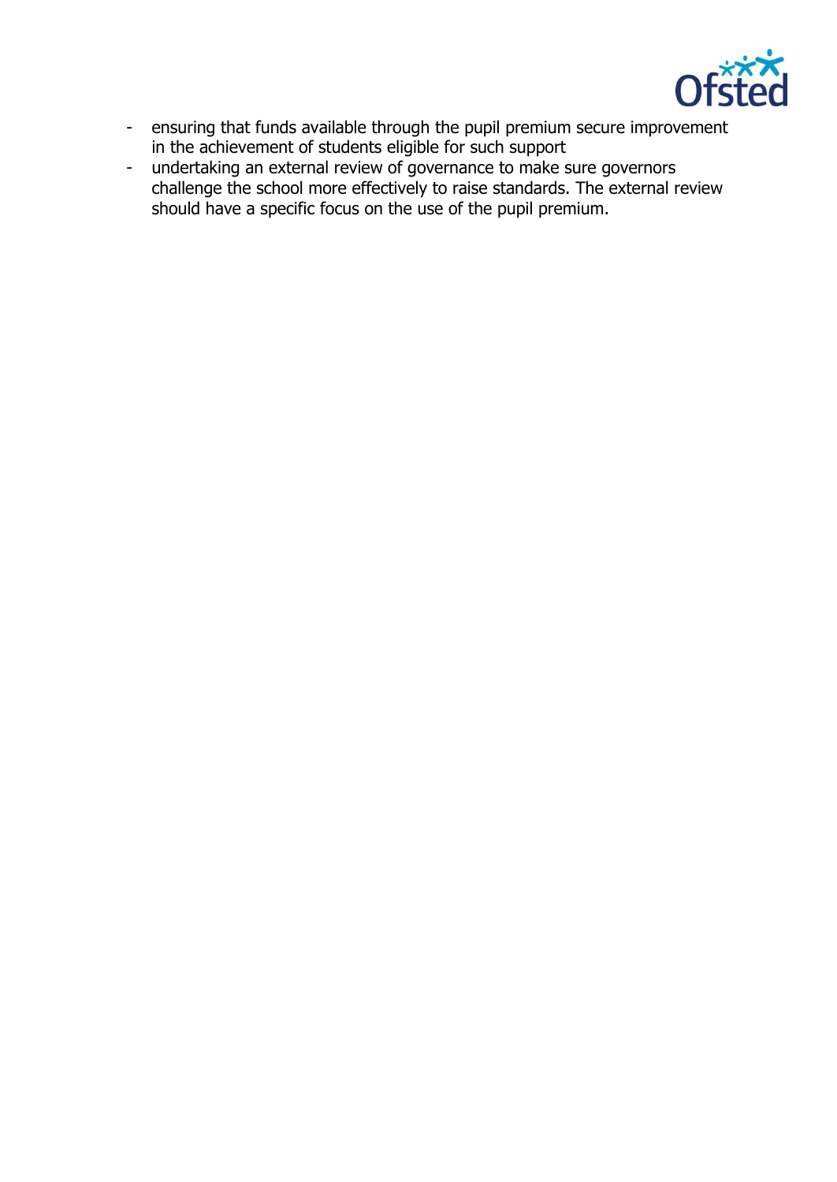- ensuring that funds available through the pupil premium secure improvement in the achievement of students eligible for such support
- undertaking an external review of governance to make sure governors challenge the school more effectively to raise standards. The external review should have a specific focus on the use of the pupil premium.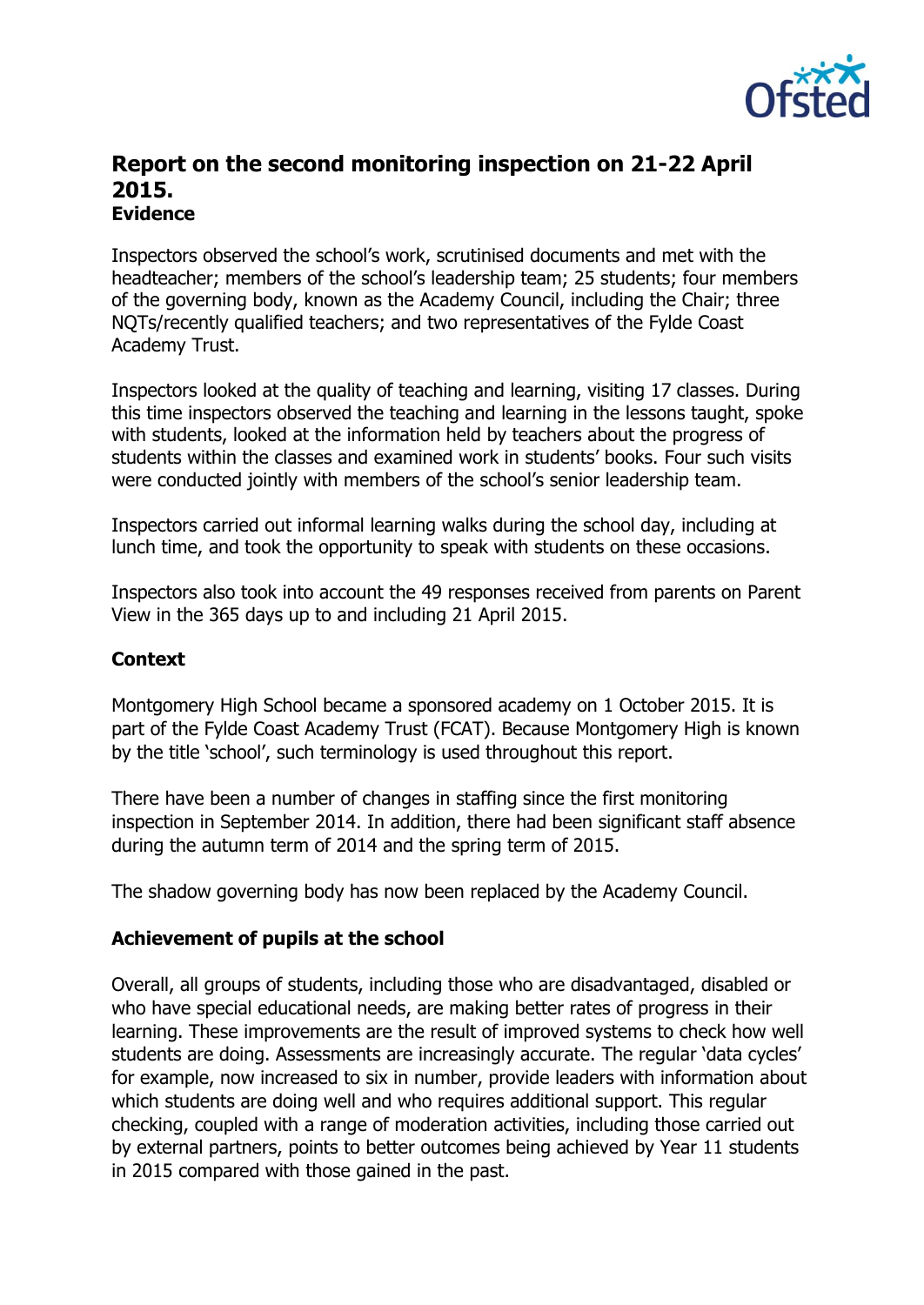## Report on the second monitoring inspection on 21-22 April 2015.

### Evidence

Inspectors observed the school's work, scrutinised documents and met with the headteacher; members of the school's leadership team; 25 students; four members of the governing body, known as the Academy Council, including the Chair; three NQTs/recently qualified teachers; and two representatives of the Fylde Coast Academy Trust.

Inspectors looked at the quality of teaching and learning, visiting 17 classes. During this time inspectors observed the teaching and learning in the lessons taught, spoke with students, looked at the information held by teachers about the progress of students within the classes and examined work in students' books. Four such visits were conducted jointly with members of the school's senior leadership team.

Inspectors carried out informal learning walks during the school day, including at lunch time, and took the opportunity to speak with students on these occasions.

Inspectors also took into account the 49 responses received from parents on Parent View in the 365 days up to and including 21 April 2015.

### Context

Montgomery High School became a sponsored academy on 1 October 2015. It is part of the Fylde Coast Academy Trust (FCAT). Because Montgomery High is known by the title 'school', such terminology is used throughout this report.

There have been a number of changes in staffing since the first monitoring inspection in September 2014. In addition, there had been significant staff absence during the autumn term of 2014 and the spring term of 2015.

The shadow governing body has now been replaced by the Academy Council.

### Achievement of pupils at the school

Overall, all groups of students, including those who are disadvantaged, disabled or who have special educational needs, are making better rates of progress in their learning. These improvements are the result of improved systems to check how well students are doing. Assessments are increasingly accurate. The regular 'data cycles' for example, now increased to six in number, provide leaders with information about which students are doing well and who requires additional support. This regular checking, coupled with a range of moderation activities, including those carried out by external partners, points to better outcomes being achieved by Year 11 students in 2015 compared with those gained in the past.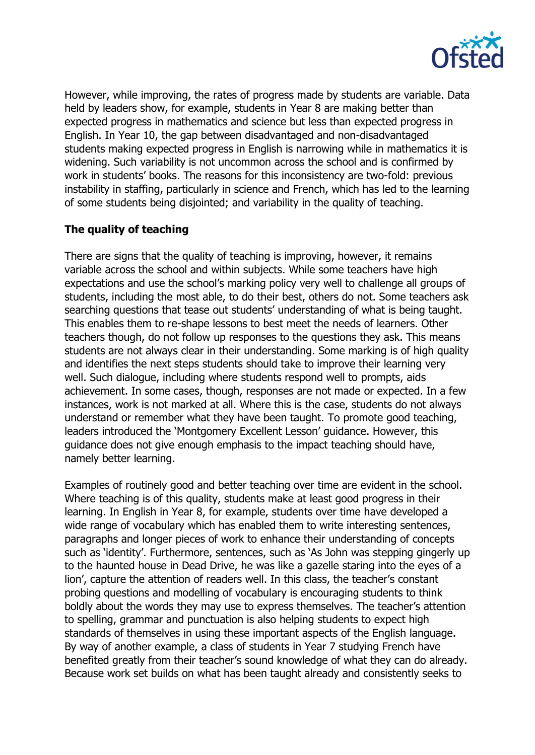However, while improving, the rates of progress made by students are variable. Data held by leaders show, for example, students in Year 8 are making better than expected progress in mathematics and science but less than expected progress in English. In Year 10, the gap between disadvantaged and non-disadvantaged students making expected progress in English is narrowing while in mathematics it is widening. Such variability is not uncommon across the school and is confirmed by work in students' books. The reasons for this inconsistency are two-fold: previous instability in staffing, particularly in science and French, which has led to the learning of some students being disjointed; and variability in the quality of teaching.

### The quality of teaching

There are signs that the quality of teaching is improving, however, it remains variable across the school and within subjects. While some teachers have high expectations and use the school's marking policy very well to challenge all groups of students, including the most able, to do their best, others do not. Some teachers ask searching questions that tease out students' understanding of what is being taught. This enables them to re-shape lessons to best meet the needs of learners. Other teachers though, do not follow up responses to the questions they ask. This means students are not always clear in their understanding. Some marking is of high quality and identifies the next steps students should take to improve their learning very well. Such dialogue, including where students respond well to prompts, aids achievement. In some cases, though, responses are not made or expected. In a few instances, work is not marked at all. Where this is the case, students do not always understand or remember what they have been taught. To promote good teaching, leaders introduced the 'Montgomery Excellent Lesson' guidance. However, this guidance does not give enough emphasis to the impact teaching should have, namely better learning.

Examples of routinely good and better teaching over time are evident in the school. Where teaching is of this quality, students make at least good progress in their learning. In English in Year 8, for example, students over time have developed a wide range of vocabulary which has enabled them to write interesting sentences, paragraphs and longer pieces of work to enhance their understanding of concepts such as 'identity'. Furthermore, sentences, such as 'As John was stepping gingerly up to the haunted house in Dead Drive, he was like a gazelle staring into the eyes of a lion', capture the attention of readers well. In this class, the teacher's constant probing questions and modelling of vocabulary is encouraging students to think boldly about the words they may use to express themselves. The teacher's attention to spelling, grammar and punctuation is also helping students to expect high standards of themselves in using these important aspects of the English language. By way of another example, a class of students in Year 7 studying French have benefited greatly from their teacher's sound knowledge of what they can do already. Because work set builds on what has been taught already and consistently seeks to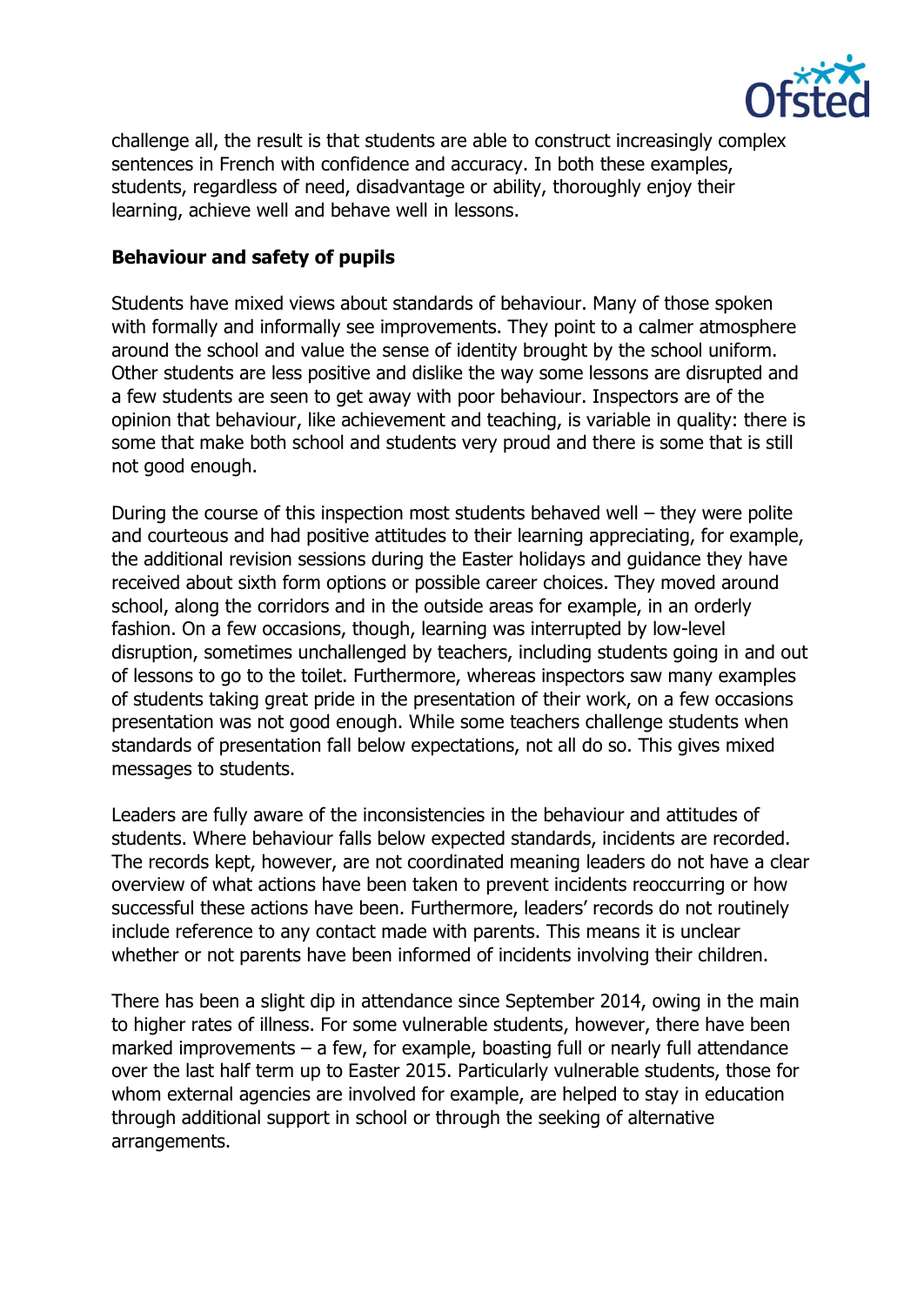challenge all, the result is that students are able to construct increasingly complex sentences in French with confidence and accuracy. In both these examples, students, regardless of need, disadvantage or ability, thoroughly enjoy their learning, achieve well and behave well in lessons.

**Behaviour and safety of pupils**

Students have mixed views about standards of behaviour. Many of those spoken with formally and informally see improvements. They point to a calmer atmosphere around the school and value the sense of identity brought by the school uniform. Other students are less positive and dislike the way some lessons are disrupted and a few students are seen to get away with poor behaviour. Inspectors are of the opinion that behaviour, like achievement and teaching, is variable in quality: there is some that make both school and students very proud and there is some that is still not good enough.

During the course of this inspection most students behaved well – they were polite and courteous and had positive attitudes to their learning appreciating, for example, the additional revision sessions during the Easter holidays and guidance they have received about sixth form options or possible career choices. They moved around school, along the corridors and in the outside areas for example, in an orderly fashion. On a few occasions, though, learning was interrupted by low-level disruption, sometimes unchallenged by teachers, including students going in and out of lessons to go to the toilet. Furthermore, whereas inspectors saw many examples of students taking great pride in the presentation of their work, on a few occasions presentation was not good enough. While some teachers challenge students when standards of presentation fall below expectations, not all do so. This gives mixed messages to students.

Leaders are fully aware of the inconsistencies in the behaviour and attitudes of students. Where behaviour falls below expected standards, incidents are recorded. The records kept, however, are not coordinated meaning leaders do not have a clear overview of what actions have been taken to prevent incidents reoccurring or how successful these actions have been. Furthermore, leaders' records do not routinely include reference to any contact made with parents. This means it is unclear whether or not parents have been informed of incidents involving their children.

There has been a slight dip in attendance since September 2014, owing in the main to higher rates of illness. For some vulnerable students, however, there have been marked improvements – a few, for example, boasting full or nearly full attendance over the last half term up to Easter 2015. Particularly vulnerable students, those for whom external agencies are involved for example, are helped to stay in education through additional support in school or through the seeking of alternative arrangements.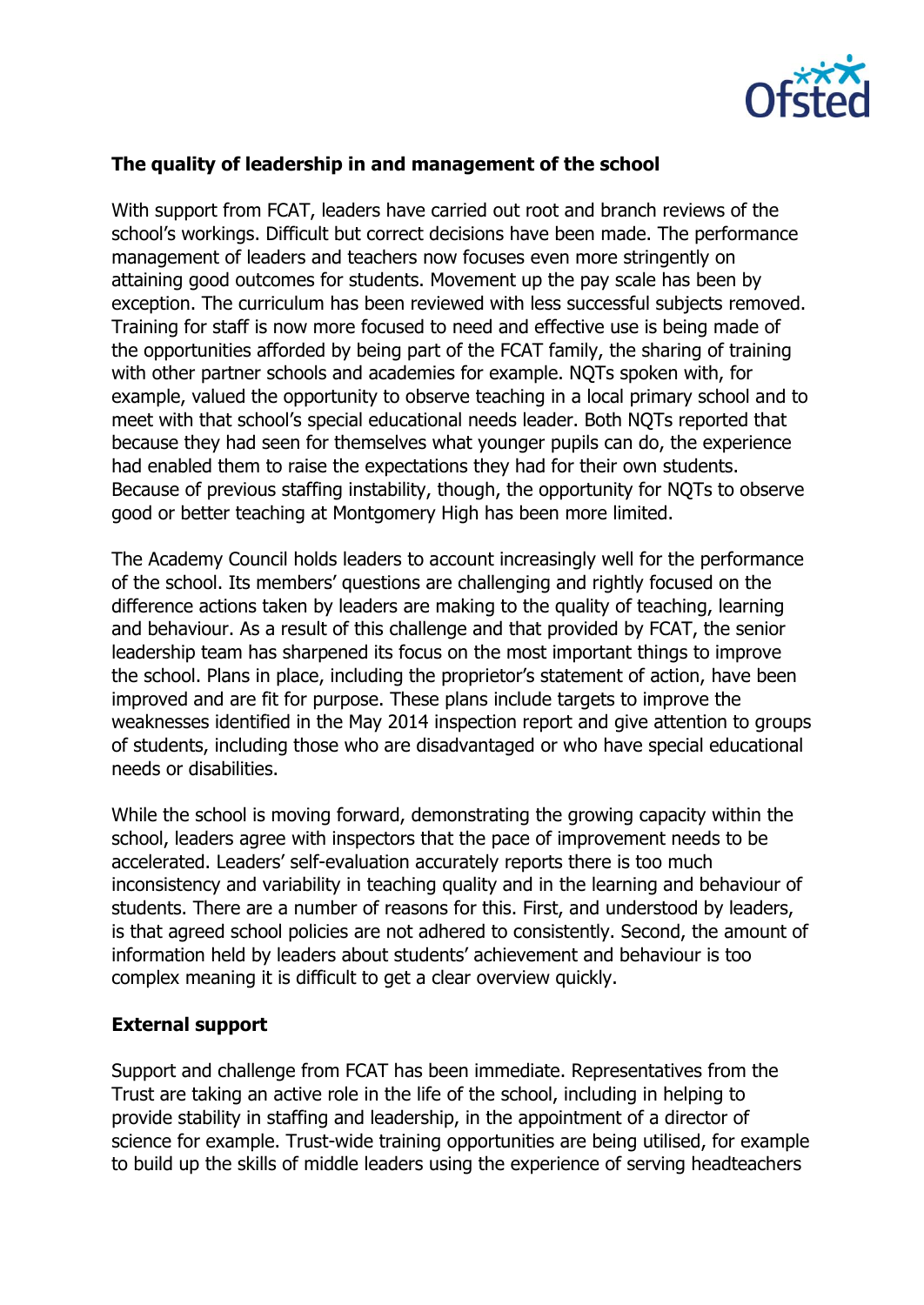## The quality of leadership in and management of the school

With support from FCAT, leaders have carried out root and branch reviews of the school's workings. Difficult but correct decisions have been made. The performance management of leaders and teachers now focuses even more stringently on attaining good outcomes for students. Movement up the pay scale has been by exception. The curriculum has been reviewed with less successful subjects removed. Training for staff is now more focused to need and effective use is being made of the opportunities afforded by being part of the FCAT family, the sharing of training with other partner schools and academies for example. NQTs spoken with, for example, valued the opportunity to observe teaching in a local primary school and to meet with that school's special educational needs leader. Both NQTs reported that because they had seen for themselves what younger pupils can do, the experience had enabled them to raise the expectations they had for their own students. Because of previous staffing instability, though, the opportunity for NQTs to observe good or better teaching at Montgomery High has been more limited.

The Academy Council holds leaders to account increasingly well for the performance of the school. Its members' questions are challenging and rightly focused on the difference actions taken by leaders are making to the quality of teaching, learning and behaviour. As a result of this challenge and that provided by FCAT, the senior leadership team has sharpened its focus on the most important things to improve the school. Plans in place, including the proprietor's statement of action, have been improved and are fit for purpose. These plans include targets to improve the weaknesses identified in the May 2014 inspection report and give attention to groups of students, including those who are disadvantaged or who have special educational needs or disabilities.

While the school is moving forward, demonstrating the growing capacity within the school, leaders agree with inspectors that the pace of improvement needs to be accelerated. Leaders' self-evaluation accurately reports there is too much inconsistency and variability in teaching quality and in the learning and behaviour of students. There are a number of reasons for this. First, and understood by leaders, is that agreed school policies are not adhered to consistently. Second, the amount of information held by leaders about students' achievement and behaviour is too complex meaning it is difficult to get a clear overview quickly.

## External support

Support and challenge from FCAT has been immediate. Representatives from the Trust are taking an active role in the life of the school, including in helping to provide stability in staffing and leadership, in the appointment of a director of science for example. Trust-wide training opportunities are being utilised, for example to build up the skills of middle leaders using the experience of serving headteachers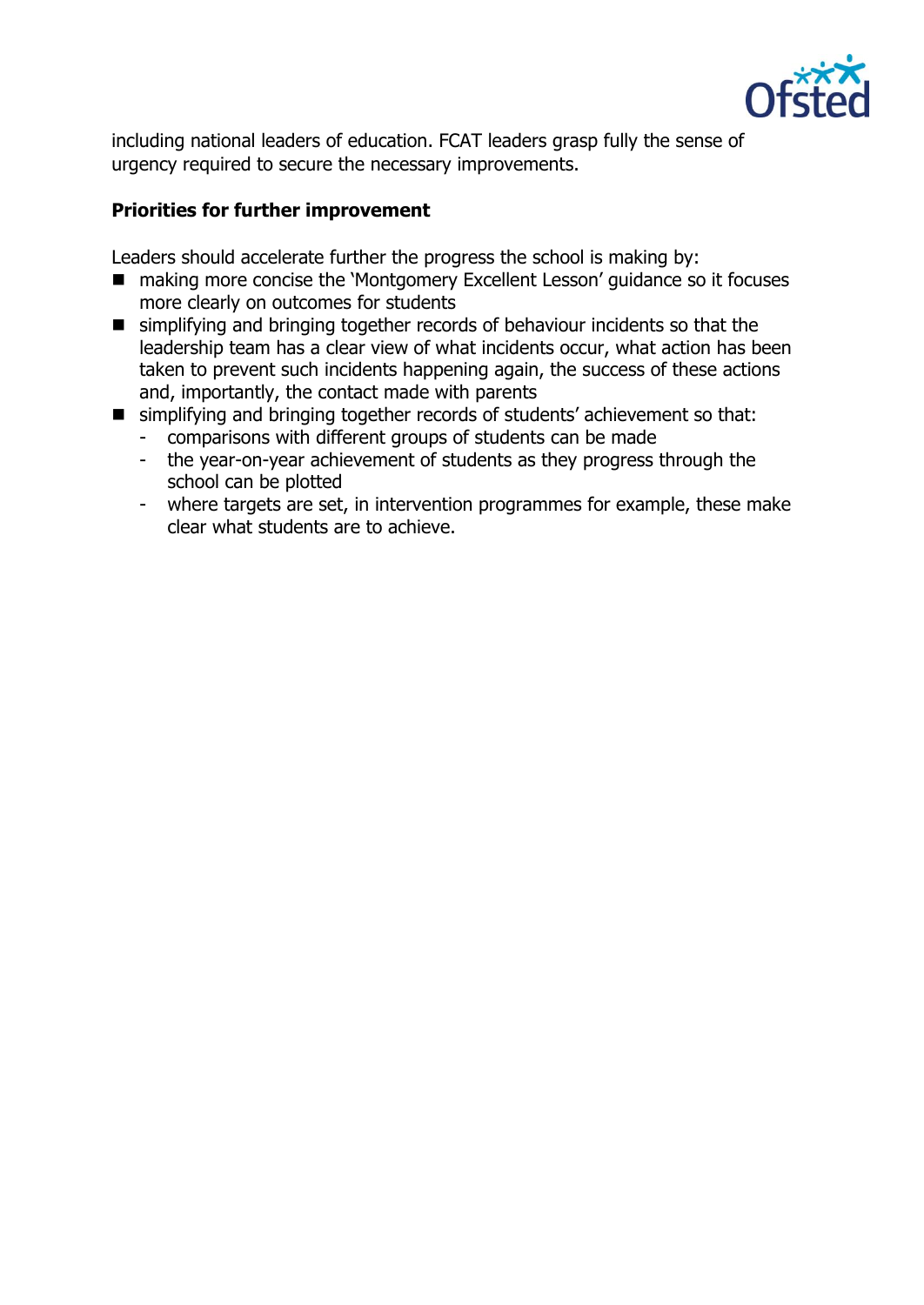including national leaders of education. FCAT leaders grasp fully the sense of urgency required to secure the necessary improvements.

**Priorities for further improvement**

Leaders should accelerate further the progress the school is making by:

- making more concise the 'Montgomery Excellent Lesson' guidance so it focuses more clearly on outcomes for students
- simplifying and bringing together records of behaviour incidents so that the leadership team has a clear view of what incidents occur, what action has been taken to prevent such incidents happening again, the success of these actions and, importantly, the contact made with parents
- simplifying and bringing together records of students' achievement so that:
  - comparisons with different groups of students can be made
  - the year-on-year achievement of students as they progress through the school can be plotted
  - where targets are set, in intervention programmes for example, these make clear what students are to achieve.